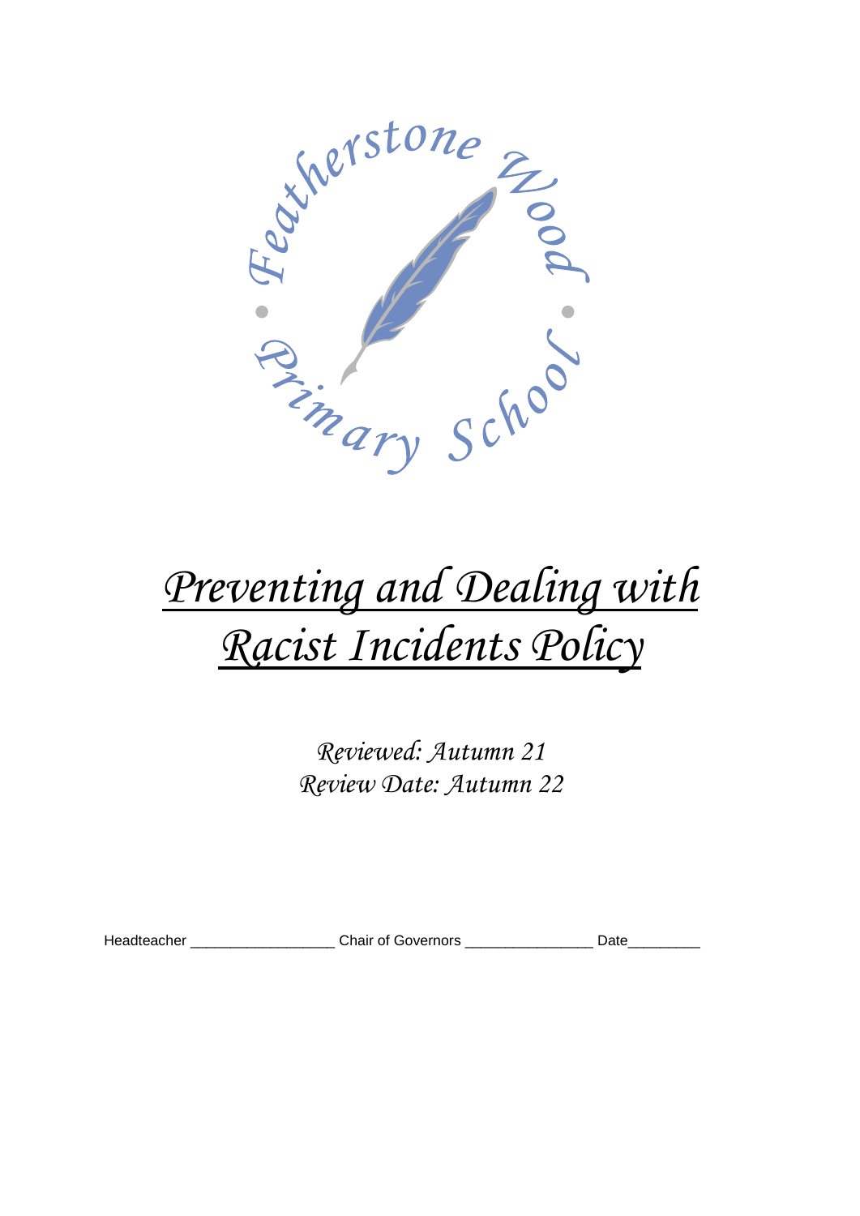Featherstone Wood Primary School

# *Preventing and Dealing with Racist Incidents Policy*

*Reviewed: Autumn 21*
*Review Date: Autumn 22*

Headteacher __________________ Chair of Governors ________________ Date_________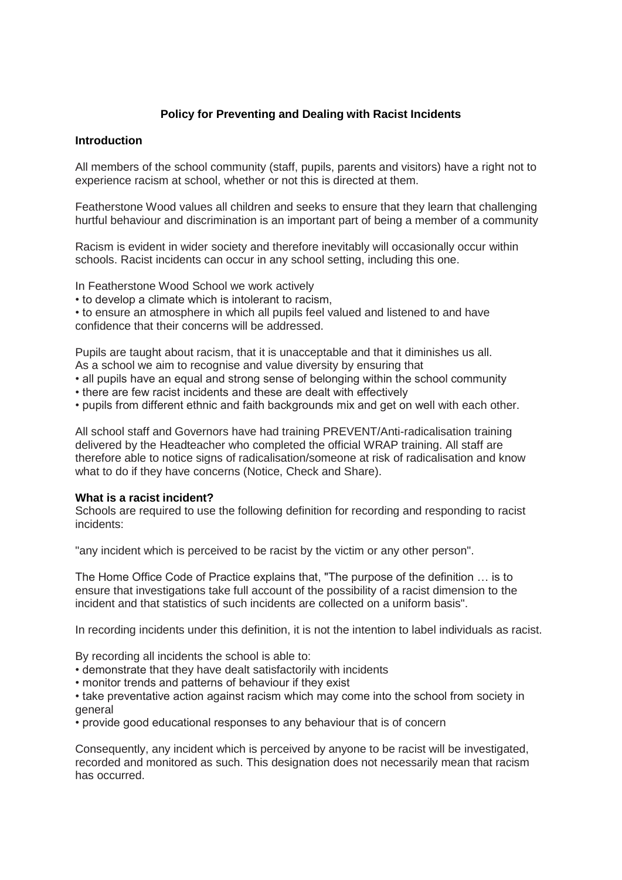**Policy for Preventing and Dealing with Racist Incidents**

**Introduction**

All members of the school community (staff, pupils, parents and visitors) have a right not to experience racism at school, whether or not this is directed at them.

Featherstone Wood values all children and seeks to ensure that they learn that challenging hurtful behaviour and discrimination is an important part of being a member of a community

Racism is evident in wider society and therefore inevitably will occasionally occur within schools. Racist incidents can occur in any school setting, including this one.

In Featherstone Wood School we work actively

- to develop a climate which is intolerant to racism,
- to ensure an atmosphere in which all pupils feel valued and listened to and have confidence that their concerns will be addressed.

Pupils are taught about racism, that it is unacceptable and that it diminishes us all.
As a school we aim to recognise and value diversity by ensuring that

- all pupils have an equal and strong sense of belonging within the school community
- there are few racist incidents and these are dealt with effectively
- pupils from different ethnic and faith backgrounds mix and get on well with each other.

All school staff and Governors have had training PREVENT/Anti-radicalisation training delivered by the Headteacher who completed the official WRAP training. All staff are therefore able to notice signs of radicalisation/someone at risk of radicalisation and know what to do if they have concerns (Notice, Check and Share).

**What is a racist incident?**

Schools are required to use the following definition for recording and responding to racist incidents:

"any incident which is perceived to be racist by the victim or any other person".

The Home Office Code of Practice explains that, "The purpose of the definition … is to ensure that investigations take full account of the possibility of a racist dimension to the incident and that statistics of such incidents are collected on a uniform basis".

In recording incidents under this definition, it is not the intention to label individuals as racist.

By recording all incidents the school is able to:

- demonstrate that they have dealt satisfactorily with incidents
- monitor trends and patterns of behaviour if they exist
- take preventative action against racism which may come into the school from society in general
- provide good educational responses to any behaviour that is of concern

Consequently, any incident which is perceived by anyone to be racist will be investigated, recorded and monitored as such. This designation does not necessarily mean that racism has occurred.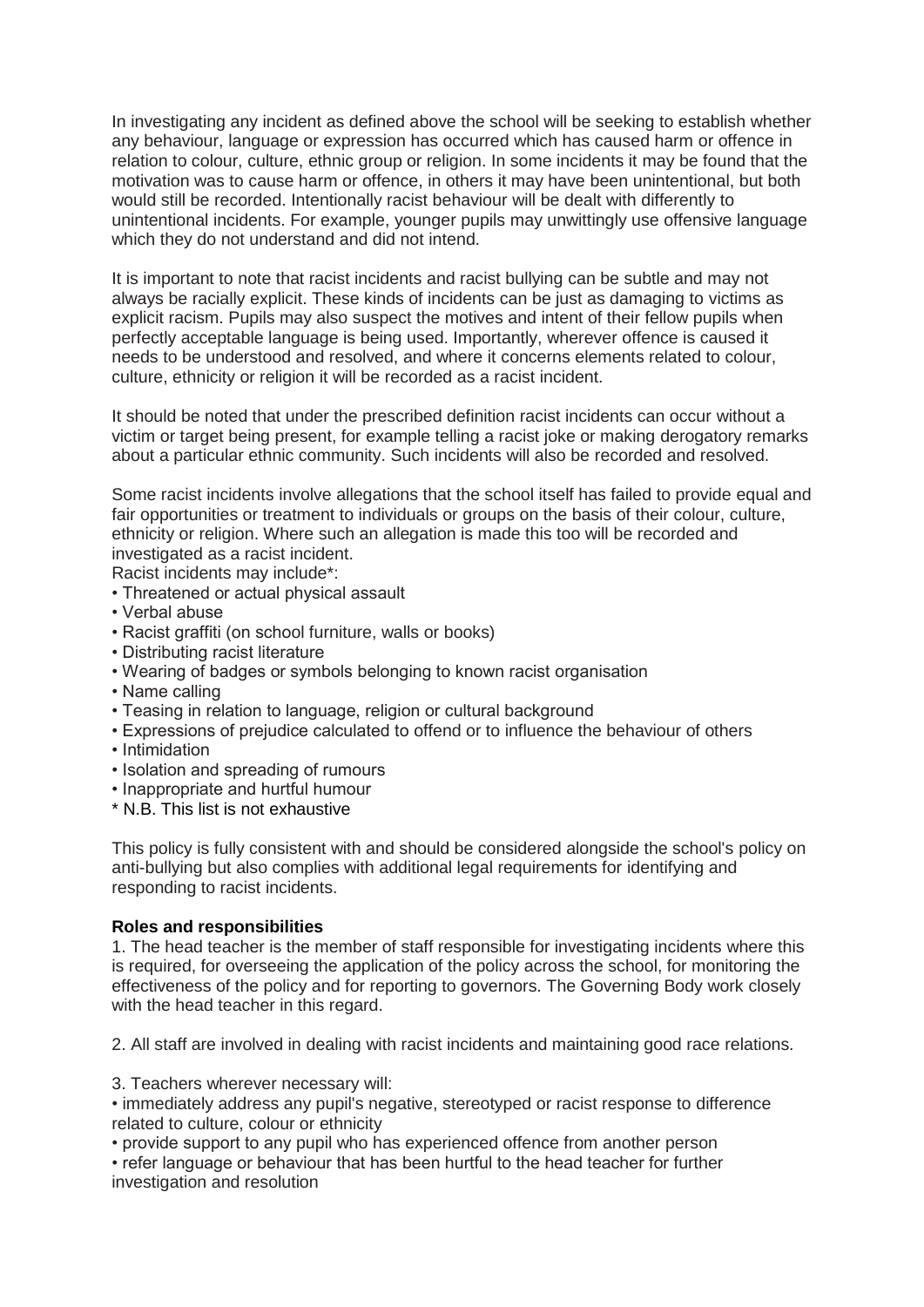In investigating any incident as defined above the school will be seeking to establish whether any behaviour, language or expression has occurred which has caused harm or offence in relation to colour, culture, ethnic group or religion. In some incidents it may be found that the motivation was to cause harm or offence, in others it may have been unintentional, but both would still be recorded. Intentionally racist behaviour will be dealt with differently to unintentional incidents. For example, younger pupils may unwittingly use offensive language which they do not understand and did not intend.

It is important to note that racist incidents and racist bullying can be subtle and may not always be racially explicit. These kinds of incidents can be just as damaging to victims as explicit racism. Pupils may also suspect the motives and intent of their fellow pupils when perfectly acceptable language is being used. Importantly, wherever offence is caused it needs to be understood and resolved, and where it concerns elements related to colour, culture, ethnicity or religion it will be recorded as a racist incident.

It should be noted that under the prescribed definition racist incidents can occur without a victim or target being present, for example telling a racist joke or making derogatory remarks about a particular ethnic community. Such incidents will also be recorded and resolved.

Some racist incidents involve allegations that the school itself has failed to provide equal and fair opportunities or treatment to individuals or groups on the basis of their colour, culture, ethnicity or religion. Where such an allegation is made this too will be recorded and investigated as a racist incident.

Racist incidents may include*:

- Threatened or actual physical assault
- Verbal abuse
- Racist graffiti (on school furniture, walls or books)
- Distributing racist literature
- Wearing of badges or symbols belonging to known racist organisation
- Name calling
- Teasing in relation to language, religion or cultural background
- Expressions of prejudice calculated to offend or to influence the behaviour of others
- Intimidation
- Isolation and spreading of rumours
- Inappropriate and hurtful humour

\* N.B. This list is not exhaustive

This policy is fully consistent with and should be considered alongside the school's policy on anti-bullying but also complies with additional legal requirements for identifying and responding to racist incidents.

**Roles and responsibilities**

1. The head teacher is the member of staff responsible for investigating incidents where this is required, for overseeing the application of the policy across the school, for monitoring the effectiveness of the policy and for reporting to governors. The Governing Body work closely with the head teacher in this regard.

2. All staff are involved in dealing with racist incidents and maintaining good race relations.

3. Teachers wherever necessary will:

- immediately address any pupil's negative, stereotyped or racist response to difference related to culture, colour or ethnicity
- provide support to any pupil who has experienced offence from another person
- refer language or behaviour that has been hurtful to the head teacher for further investigation and resolution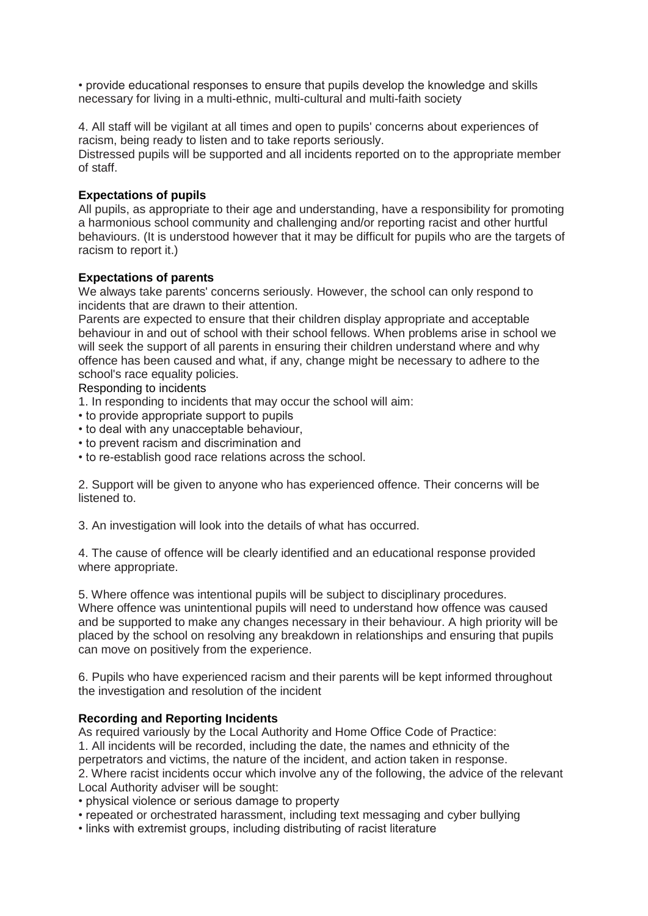• provide educational responses to ensure that pupils develop the knowledge and skills necessary for living in a multi-ethnic, multi-cultural and multi-faith society

4. All staff will be vigilant at all times and open to pupils' concerns about experiences of racism, being ready to listen and to take reports seriously.
Distressed pupils will be supported and all incidents reported on to the appropriate member of staff.

**Expectations of pupils**

All pupils, as appropriate to their age and understanding, have a responsibility for promoting a harmonious school community and challenging and/or reporting racist and other hurtful behaviours. (It is understood however that it may be difficult for pupils who are the targets of racism to report it.)

**Expectations of parents**

We always take parents' concerns seriously. However, the school can only respond to incidents that are drawn to their attention.
Parents are expected to ensure that their children display appropriate and acceptable behaviour in and out of school with their school fellows. When problems arise in school we will seek the support of all parents in ensuring their children understand where and why offence has been caused and what, if any, change might be necessary to adhere to the school's race equality policies.

Responding to incidents

1. In responding to incidents that may occur the school will aim:
- to provide appropriate support to pupils
- to deal with any unacceptable behaviour,
- to prevent racism and discrimination and
- to re-establish good race relations across the school.

2. Support will be given to anyone who has experienced offence. Their concerns will be listened to.

3. An investigation will look into the details of what has occurred.

4. The cause of offence will be clearly identified and an educational response provided where appropriate.

5. Where offence was intentional pupils will be subject to disciplinary procedures.
Where offence was unintentional pupils will need to understand how offence was caused and be supported to make any changes necessary in their behaviour. A high priority will be placed by the school on resolving any breakdown in relationships and ensuring that pupils can move on positively from the experience.

6. Pupils who have experienced racism and their parents will be kept informed throughout the investigation and resolution of the incident

**Recording and Reporting Incidents**

As required variously by the Local Authority and Home Office Code of Practice:
1. All incidents will be recorded, including the date, the names and ethnicity of the perpetrators and victims, the nature of the incident, and action taken in response.
2. Where racist incidents occur which involve any of the following, the advice of the relevant Local Authority adviser will be sought:
- physical violence or serious damage to property
- repeated or orchestrated harassment, including text messaging and cyber bullying
- links with extremist groups, including distributing of racist literature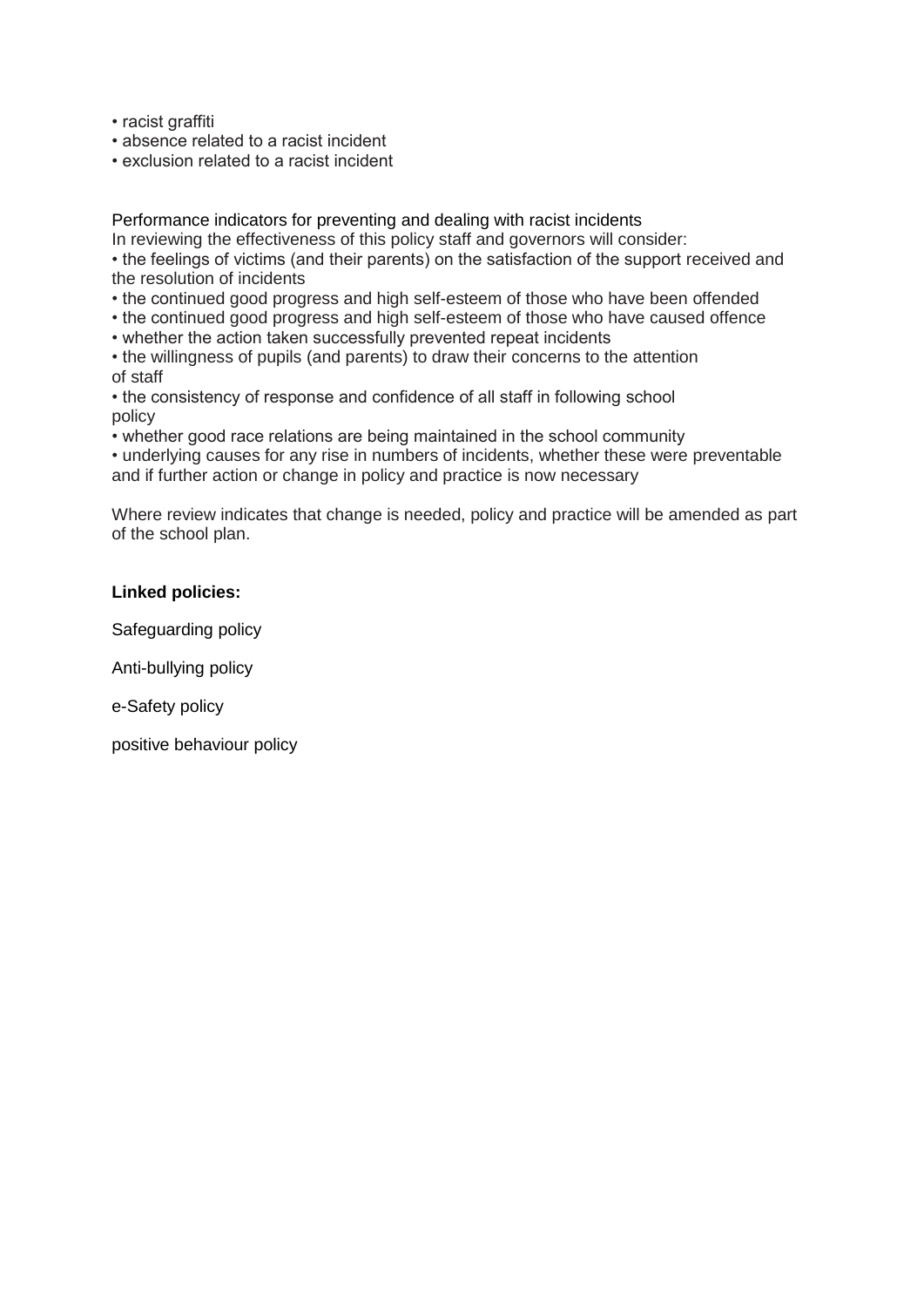- racist graffiti
- absence related to a racist incident
- exclusion related to a racist incident

Performance indicators for preventing and dealing with racist incidents

In reviewing the effectiveness of this policy staff and governors will consider:

- the feelings of victims (and their parents) on the satisfaction of the support received and the resolution of incidents
- the continued good progress and high self-esteem of those who have been offended
- the continued good progress and high self-esteem of those who have caused offence
- whether the action taken successfully prevented repeat incidents
- the willingness of pupils (and parents) to draw their concerns to the attention of staff
- the consistency of response and confidence of all staff in following school policy
- whether good race relations are being maintained in the school community
- underlying causes for any rise in numbers of incidents, whether these were preventable and if further action or change in policy and practice is now necessary

Where review indicates that change is needed, policy and practice will be amended as part of the school plan.

**Linked policies:**

Safeguarding policy

Anti-bullying policy

e-Safety policy

positive behaviour policy